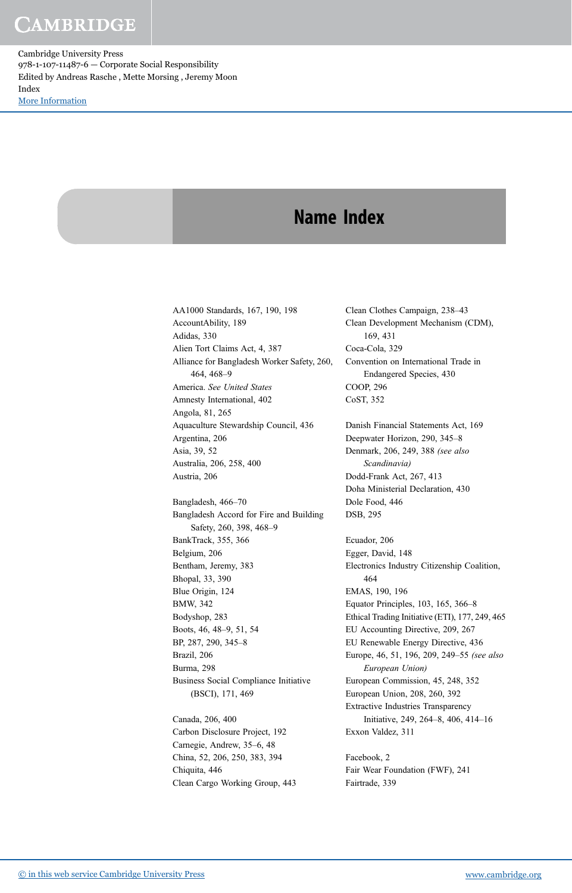# Name Index

AA1000 Standards, 167, 190, 198
AccountAbility, 189
Adidas, 330
Alien Tort Claims Act, 4, 387
Alliance for Bangladesh Worker Safety, 260, 464, 468–9
America. *See United States*
Amnesty International, 402
Angola, 81, 265
Aquaculture Stewardship Council, 436
Argentina, 206
Asia, 39, 52
Australia, 206, 258, 400
Austria, 206

Bangladesh, 466–70
Bangladesh Accord for Fire and Building Safety, 260, 398, 468–9
BankTrack, 355, 366
Belgium, 206
Bentham, Jeremy, 383
Bhopal, 33, 390
Blue Origin, 124
BMW, 342
Bodyshop, 283
Boots, 46, 48–9, 51, 54
BP, 287, 290, 345–8
Brazil, 206
Burma, 298
Business Social Compliance Initiative (BSCI), 171, 469

Canada, 206, 400
Carbon Disclosure Project, 192
Carnegie, Andrew, 35–6, 48
China, 52, 206, 250, 383, 394
Chiquita, 446
Clean Cargo Working Group, 443
Clean Clothes Campaign, 238–43
Clean Development Mechanism (CDM), 169, 431
Coca-Cola, 329
Convention on International Trade in Endangered Species, 430
COOP, 296
CoST, 352

Danish Financial Statements Act, 169
Deepwater Horizon, 290, 345–8
Denmark, 206, 249, 388 *(see also Scandinavia)*
Dodd-Frank Act, 267, 413
Doha Ministerial Declaration, 430
Dole Food, 446
DSB, 295

Ecuador, 206
Egger, David, 148
Electronics Industry Citizenship Coalition, 464
EMAS, 190, 196
Equator Principles, 103, 165, 366–8
Ethical Trading Initiative (ETI), 177, 249, 465
EU Accounting Directive, 209, 267
EU Renewable Energy Directive, 436
Europe, 46, 51, 196, 209, 249–55 *(see also European Union)*
European Commission, 45, 248, 352
European Union, 208, 260, 392
Extractive Industries Transparency Initiative, 249, 264–8, 406, 414–16
Exxon Valdez, 311

Facebook, 2
Fair Wear Foundation (FWF), 241
Fairtrade, 339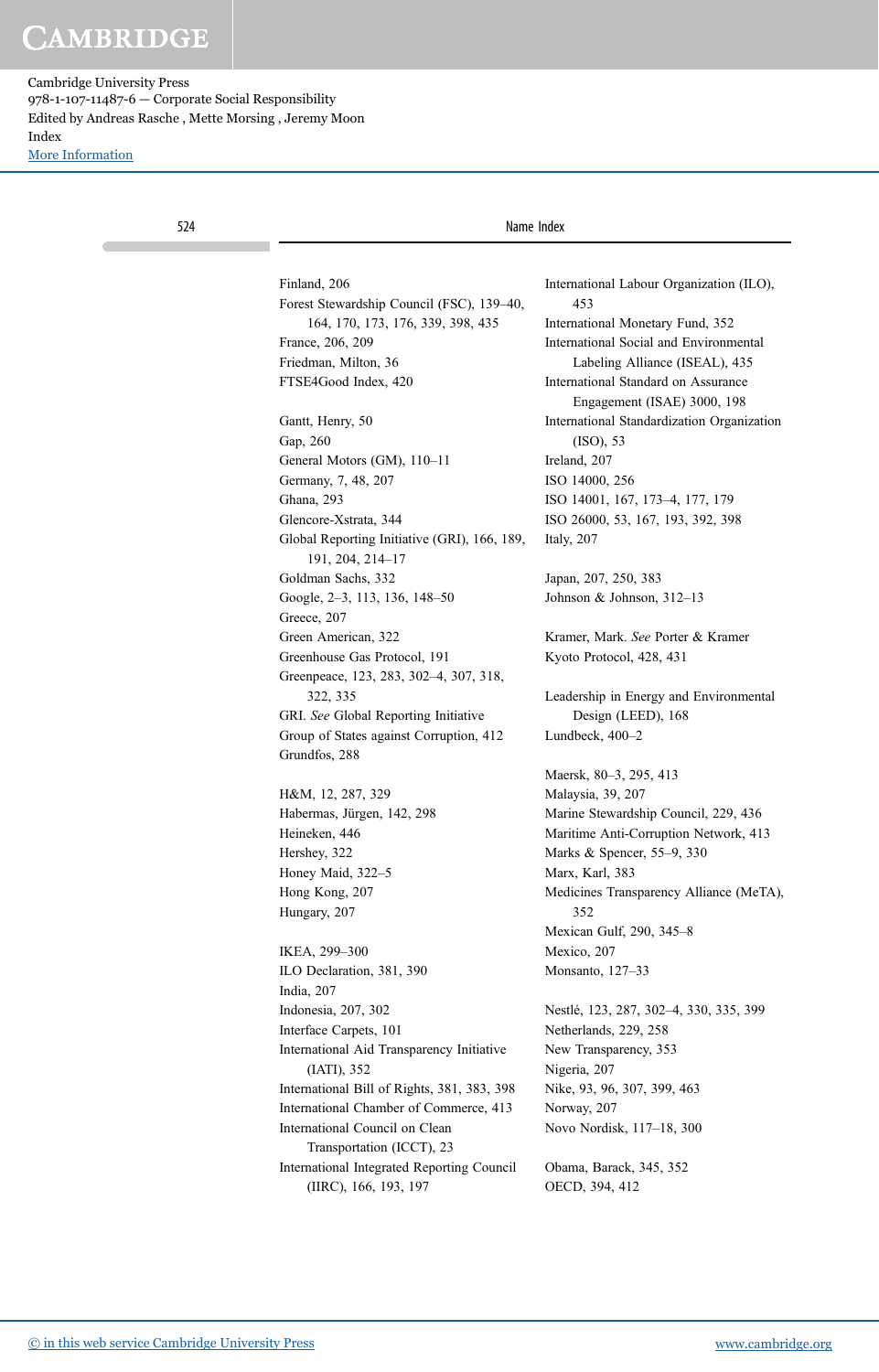Finland, 206
Forest Stewardship Council (FSC), 139–40, 164, 170, 173, 176, 339, 398, 435
France, 206, 209
Friedman, Milton, 36
FTSE4Good Index, 420

Gantt, Henry, 50
Gap, 260
General Motors (GM), 110–11
Germany, 7, 48, 207
Ghana, 293
Glencore-Xstrata, 344
Global Reporting Initiative (GRI), 166, 189, 191, 204, 214–17
Goldman Sachs, 332
Google, 2–3, 113, 136, 148–50
Greece, 207
Green American, 322
Greenhouse Gas Protocol, 191
Greenpeace, 123, 283, 302–4, 307, 318, 322, 335
GRI. *See* Global Reporting Initiative
Group of States against Corruption, 412
Grundfos, 288

H&M, 12, 287, 329
Habermas, Jürgen, 142, 298
Heineken, 446
Hershey, 322
Honey Maid, 322–5
Hong Kong, 207
Hungary, 207

IKEA, 299–300
ILO Declaration, 381, 390
India, 207
Indonesia, 207, 302
Interface Carpets, 101
International Aid Transparency Initiative (IATI), 352
International Bill of Rights, 381, 383, 398
International Chamber of Commerce, 413
International Council on Clean Transportation (ICCT), 23
International Integrated Reporting Council (IIRC), 166, 193, 197
International Labour Organization (ILO), 453
International Monetary Fund, 352
International Social and Environmental Labeling Alliance (ISEAL), 435
International Standard on Assurance Engagement (ISAE) 3000, 198
International Standardization Organization (ISO), 53
Ireland, 207
ISO 14000, 256
ISO 14001, 167, 173–4, 177, 179
ISO 26000, 53, 167, 193, 392, 398
Italy, 207

Japan, 207, 250, 383
Johnson & Johnson, 312–13

Kramer, Mark. *See* Porter & Kramer
Kyoto Protocol, 428, 431

Leadership in Energy and Environmental Design (LEED), 168
Lundbeck, 400–2

Maersk, 80–3, 295, 413
Malaysia, 39, 207
Marine Stewardship Council, 229, 436
Maritime Anti-Corruption Network, 413
Marks & Spencer, 55–9, 330
Marx, Karl, 383
Medicines Transparency Alliance (MeTA), 352
Mexican Gulf, 290, 345–8
Mexico, 207
Monsanto, 127–33

Nestlé, 123, 287, 302–4, 330, 335, 399
Netherlands, 229, 258
New Transparency, 353
Nigeria, 207
Nike, 93, 96, 307, 399, 463
Norway, 207
Novo Nordisk, 117–18, 300

Obama, Barack, 345, 352
OECD, 394, 412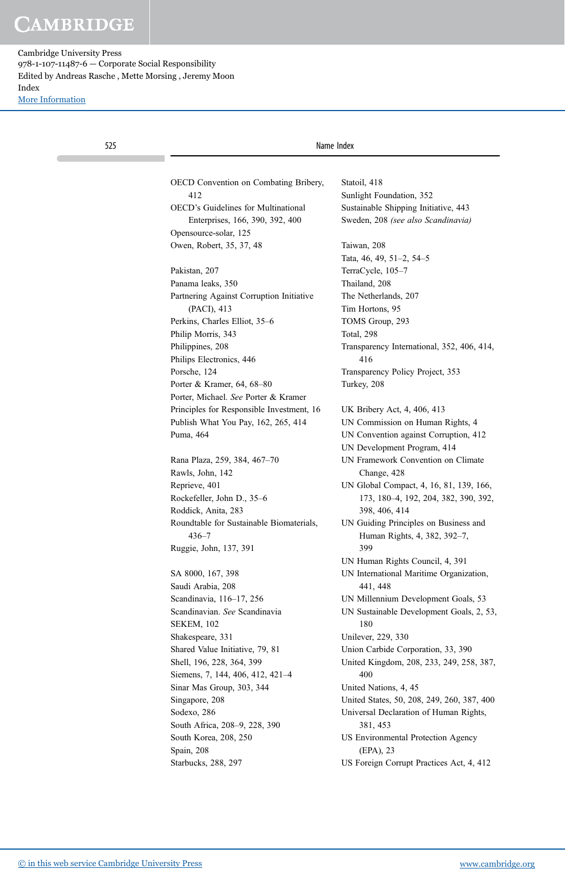OECD Convention on Combating Bribery, 412
OECD's Guidelines for Multinational Enterprises, 166, 390, 392, 400
Opensource-solar, 125
Owen, Robert, 35, 37, 48

Pakistan, 207
Panama leaks, 350
Partnering Against Corruption Initiative (PACI), 413
Perkins, Charles Elliot, 35–6
Philip Morris, 343
Philippines, 208
Philips Electronics, 446
Porsche, 124
Porter & Kramer, 64, 68–80
Porter, Michael. *See* Porter & Kramer
Principles for Responsible Investment, 16
Publish What You Pay, 162, 265, 414
Puma, 464

Rana Plaza, 259, 384, 467–70
Rawls, John, 142
Reprieve, 401
Rockefeller, John D., 35–6
Roddick, Anita, 283
Roundtable for Sustainable Biomaterials, 436–7
Ruggie, John, 137, 391

SA 8000, 167, 398
Saudi Arabia, 208
Scandinavia, 116–17, 256
Scandinavian. *See* Scandinavia
SEKEM, 102
Shakespeare, 331
Shared Value Initiative, 79, 81
Shell, 196, 228, 364, 399
Siemens, 7, 144, 406, 412, 421–4
Sinar Mas Group, 303, 344
Singapore, 208
Sodexo, 286
South Africa, 208–9, 228, 390
South Korea, 208, 250
Spain, 208
Starbucks, 288, 297
Statoil, 418
Sunlight Foundation, 352
Sustainable Shipping Initiative, 443
Sweden, 208 *(see also Scandinavia)*

Taiwan, 208
Tata, 46, 49, 51–2, 54–5
TerraCycle, 105–7
Thailand, 208
The Netherlands, 207
Tim Hortons, 95
TOMS Group, 293
Total, 298
Transparency International, 352, 406, 414, 416
Transparency Policy Project, 353
Turkey, 208

UK Bribery Act, 4, 406, 413
UN Commission on Human Rights, 4
UN Convention against Corruption, 412
UN Development Program, 414
UN Framework Convention on Climate Change, 428
UN Global Compact, 4, 16, 81, 139, 166, 173, 180–4, 192, 204, 382, 390, 392, 398, 406, 414
UN Guiding Principles on Business and Human Rights, 4, 382, 392–7, 399
UN Human Rights Council, 4, 391
UN International Maritime Organization, 441, 448
UN Millennium Development Goals, 53
UN Sustainable Development Goals, 2, 53, 180
Unilever, 229, 330
Union Carbide Corporation, 33, 390
United Kingdom, 208, 233, 249, 258, 387, 400
United Nations, 4, 45
United States, 50, 208, 249, 260, 387, 400
Universal Declaration of Human Rights, 381, 453
US Environmental Protection Agency (EPA), 23
US Foreign Corrupt Practices Act, 4, 412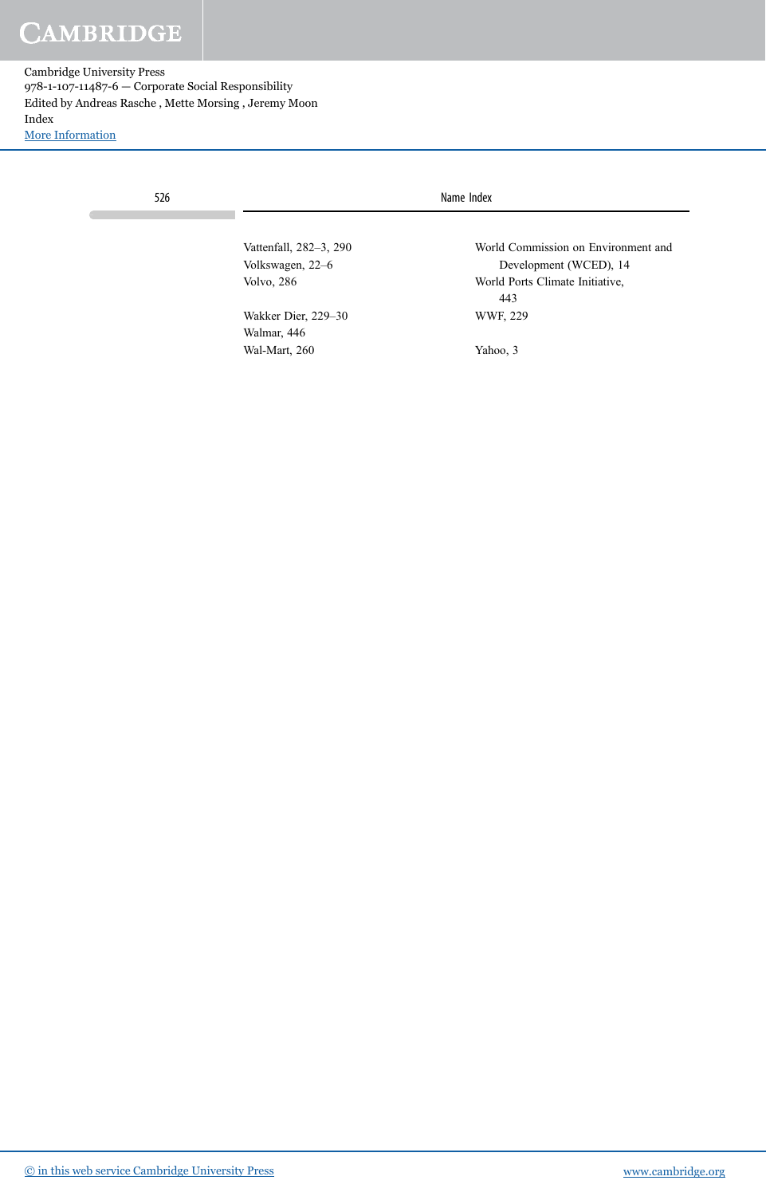Vattenfall, 282–3, 290
Volkswagen, 22–6
Volvo, 286

Wakker Dier, 229–30
Walmar, 446
Wal-Mart, 260

World Commission on Environment and Development (WCED), 14
World Ports Climate Initiative, 443
WWF, 229

Yahoo, 3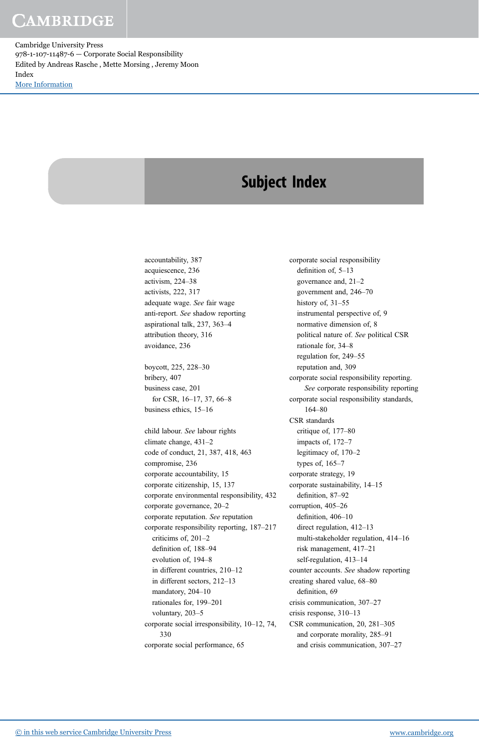# Subject Index

accountability, 387
acquiescence, 236
activism, 224–38
activists, 222, 317
adequate wage. *See* fair wage
anti-report. *See* shadow reporting
aspirational talk, 237, 363–4
attribution theory, 316
avoidance, 236

boycott, 225, 228–30
bribery, 407
business case, 201
  for CSR, 16–17, 37, 66–8
business ethics, 15–16

child labour. *See* labour rights
climate change, 431–2
code of conduct, 21, 387, 418, 463
compromise, 236
corporate accountability, 15
corporate citizenship, 15, 137
corporate environmental responsibility, 432
corporate governance, 20–2
corporate reputation. *See* reputation
corporate responsibility reporting, 187–217
  criticims of, 201–2
  definition of, 188–94
  evolution of, 194–8
  in different countries, 210–12
  in different sectors, 212–13
  mandatory, 204–10
  rationales for, 199–201
  voluntary, 203–5
corporate social irresponsibility, 10–12, 74, 330
corporate social performance, 65
corporate social responsibility
  definition of, 5–13
  governance and, 21–2
  government and, 246–70
  history of, 31–55
  instrumental perspective of, 9
  normative dimension of, 8
  political nature of. *See* political CSR
  rationale for, 34–8
  regulation for, 249–55
  reputation and, 309
corporate social responsibility reporting. *See* corporate responsibility reporting
corporate social responsibility standards, 164–80
CSR standards
  critique of, 177–80
  impacts of, 172–7
  legitimacy of, 170–2
  types of, 165–7
corporate strategy, 19
corporate sustainability, 14–15
  definition, 87–92
corruption, 405–26
  definition, 406–10
  direct regulation, 412–13
  multi-stakeholder regulation, 414–16
  risk management, 417–21
  self-regulation, 413–14
counter accounts. *See* shadow reporting
creating shared value, 68–80
  definition, 69
crisis communication, 307–27
crisis response, 310–13
CSR communication, 20, 281–305
  and corporate morality, 285–91
  and crisis communication, 307–27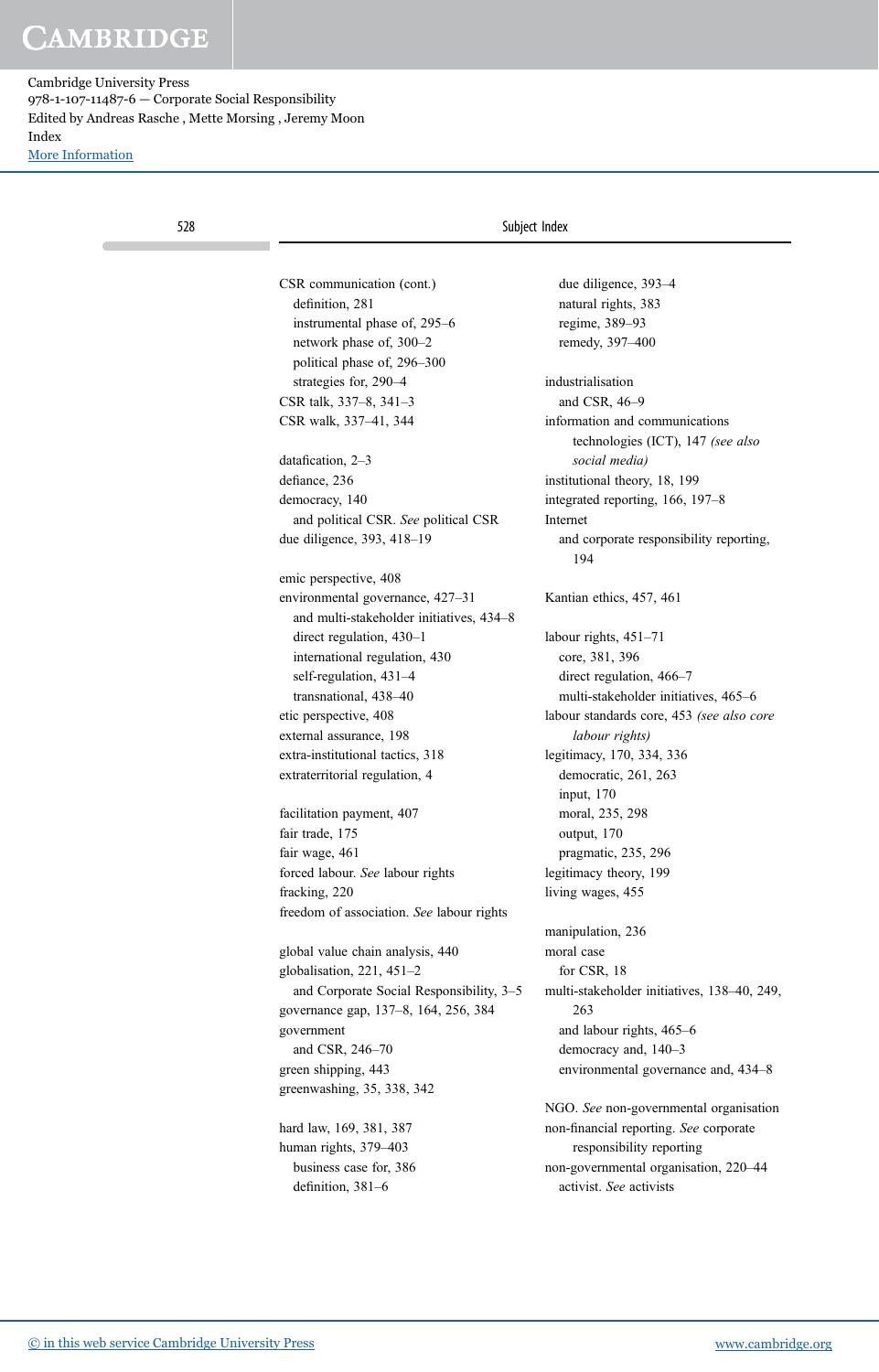CSR communication (cont.)
  definition, 281
  instrumental phase of, 295–6
  network phase of, 300–2
  political phase of, 296–300
  strategies for, 290–4
CSR talk, 337–8, 341–3
CSR walk, 337–41, 344

datafication, 2–3
defiance, 236
democracy, 140
  and political CSR. *See* political CSR
due diligence, 393, 418–19

emic perspective, 408
environmental governance, 427–31
  and multi-stakeholder initiatives, 434–8
  direct regulation, 430–1
  international regulation, 430
  self-regulation, 431–4
  transnational, 438–40
etic perspective, 408
external assurance, 198
extra-institutional tactics, 318
extraterritorial regulation, 4

facilitation payment, 407
fair trade, 175
fair wage, 461
forced labour. *See* labour rights
fracking, 220
freedom of association. *See* labour rights

global value chain analysis, 440
globalisation, 221, 451–2
  and Corporate Social Responsibility, 3–5
governance gap, 137–8, 164, 256, 384
government
  and CSR, 246–70
green shipping, 443
greenwashing, 35, 338, 342

hard law, 169, 381, 387
human rights, 379–403
  business case for, 386
  definition, 381–6
  due diligence, 393–4
  natural rights, 383
  regime, 389–93
  remedy, 397–400

industrialisation
  and CSR, 46–9
information and communications technologies (ICT), 147 *(see also social media)*
institutional theory, 18, 199
integrated reporting, 166, 197–8
Internet
  and corporate responsibility reporting, 194

Kantian ethics, 457, 461

labour rights, 451–71
  core, 381, 396
  direct regulation, 466–7
  multi-stakeholder initiatives, 465–6
labour standards core, 453 *(see also core labour rights)*
legitimacy, 170, 334, 336
  democratic, 261, 263
  input, 170
  moral, 235, 298
  output, 170
  pragmatic, 235, 296
legitimacy theory, 199
living wages, 455

manipulation, 236
moral case
  for CSR, 18
multi-stakeholder initiatives, 138–40, 249, 263
  and labour rights, 465–6
  democracy and, 140–3
  environmental governance and, 434–8

NGO. *See* non-governmental organisation
non-financial reporting. *See* corporate responsibility reporting
non-governmental organisation, 220–44
  activist. *See* activists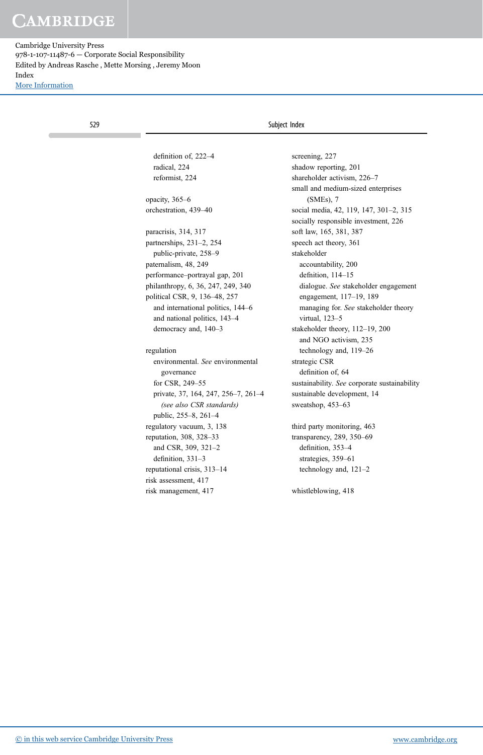definition of, 222–4
radical, 224
reformist, 224

opacity, 365–6
orchestration, 439–40

paracrisis, 314, 317
partnerships, 231–2, 254
public-private, 258–9
paternalism, 48, 249
performance–portrayal gap, 201
philanthropy, 6, 36, 247, 249, 340
political CSR, 9, 136–48, 257
and international politics, 144–6
and national politics, 143–4
democracy and, 140–3

regulation
environmental. *See* environmental governance
for CSR, 249–55
private, 37, 164, 247, 256–7, 261–4 *(see also CSR standards)*
public, 255–8, 261–4
regulatory vacuum, 3, 138
reputation, 308, 328–33
and CSR, 309, 321–2
definition, 331–3
reputational crisis, 313–14
risk assessment, 417
risk management, 417

screening, 227
shadow reporting, 201
shareholder activism, 226–7
small and medium-sized enterprises (SMEs), 7
social media, 42, 119, 147, 301–2, 315
socially responsible investment, 226
soft law, 165, 381, 387
speech act theory, 361
stakeholder
accountability, 200
definition, 114–15
dialogue. *See* stakeholder engagement
engagement, 117–19, 189
managing for. *See* stakeholder theory
virtual, 123–5
stakeholder theory, 112–19, 200
and NGO activism, 235
technology and, 119–26
strategic CSR
definition of, 64
sustainability. *See* corporate sustainability
sustainable development, 14
sweatshop, 453–63

third party monitoring, 463
transparency, 289, 350–69
definition, 353–4
strategies, 359–61
technology and, 121–2

whistleblowing, 418